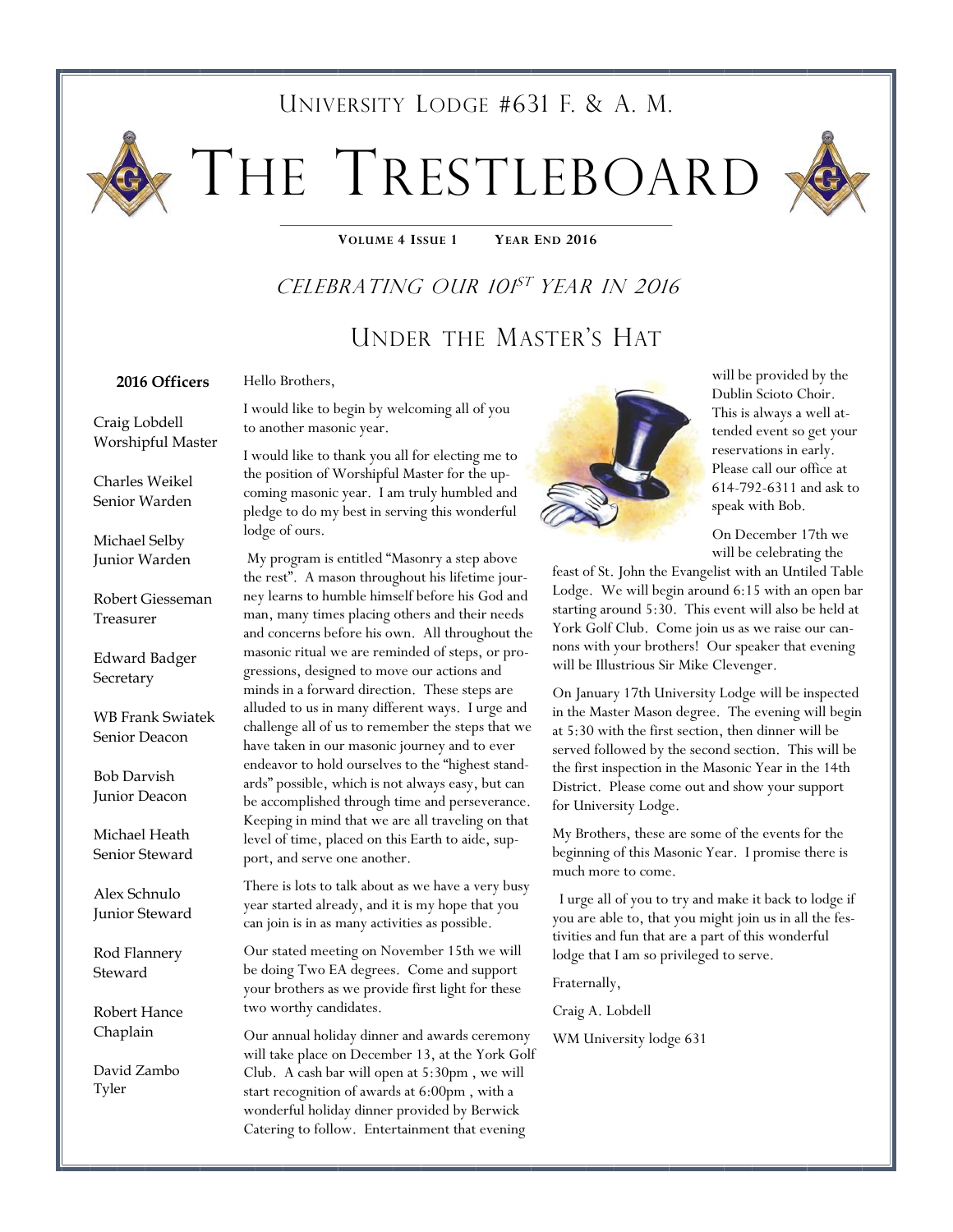# University Lodge #631 F. & A. M.

# The Trestleboard

**Volume 4 Issue 1  Year End 2016**

### *Celebrating our 101st Year in 2016*

## Under the Master's Hat

**2016 Officers**

Craig Lobdell
Worshipful Master

Charles Weikel
Senior Warden

Michael Selby
Junior Warden

Robert Giesseman
Treasurer

Edward Badger
Secretary

WB Frank Swiatek
Senior Deacon

Bob Darvish
Junior Deacon

Michael Heath
Senior Steward

Alex Schnulo
Junior Steward

Rod Flannery
Steward

Robert Hance
Chaplain

David Zambo
Tyler

Hello Brothers,

I would like to begin by welcoming all of you to another masonic year.

I would like to thank you all for electing me to the position of Worshipful Master for the upcoming masonic year. I am truly humbled and pledge to do my best in serving this wonderful lodge of ours.

My program is entitled "Masonry a step above the rest". A mason throughout his lifetime journey learns to humble himself before his God and man, many times placing others and their needs and concerns before his own. All throughout the masonic ritual we are reminded of steps, or progressions, designed to move our actions and minds in a forward direction. These steps are alluded to us in many different ways. I urge and challenge all of us to remember the steps that we have taken in our masonic journey and to ever endeavor to hold ourselves to the "highest standards" possible, which is not always easy, but can be accomplished through time and perseverance. Keeping in mind that we are all traveling on that level of time, placed on this Earth to aide, support, and serve one another.

There is lots to talk about as we have a very busy year started already, and it is my hope that you can join is in as many activities as possible.

Our stated meeting on November 15th we will be doing Two EA degrees. Come and support your brothers as we provide first light for these two worthy candidates.

Our annual holiday dinner and awards ceremony will take place on December 13, at the York Golf Club. A cash bar will open at 5:30pm , we will start recognition of awards at 6:00pm , with a wonderful holiday dinner provided by Berwick Catering to follow. Entertainment that evening will be provided by the Dublin Scioto Choir. This is always a well attended event so get your reservations in early. Please call our office at 614-792-6311 and ask to speak with Bob.

On December 17th we will be celebrating the feast of St. John the Evangelist with an Untiled Table Lodge. We will begin around 6:15 with an open bar starting around 5:30. This event will also be held at York Golf Club. Come join us as we raise our cannons with your brothers! Our speaker that evening will be Illustrious Sir Mike Clevenger.

On January 17th University Lodge will be inspected in the Master Mason degree. The evening will begin at 5:30 with the first section, then dinner will be served followed by the second section. This will be the first inspection in the Masonic Year in the 14th District. Please come out and show your support for University Lodge.

My Brothers, these are some of the events for the beginning of this Masonic Year. I promise there is much more to come.

I urge all of you to try and make it back to lodge if you are able to, that you might join us in all the festivities and fun that are a part of this wonderful lodge that I am so privileged to serve.

Fraternally,

Craig A. Lobdell

WM University lodge 631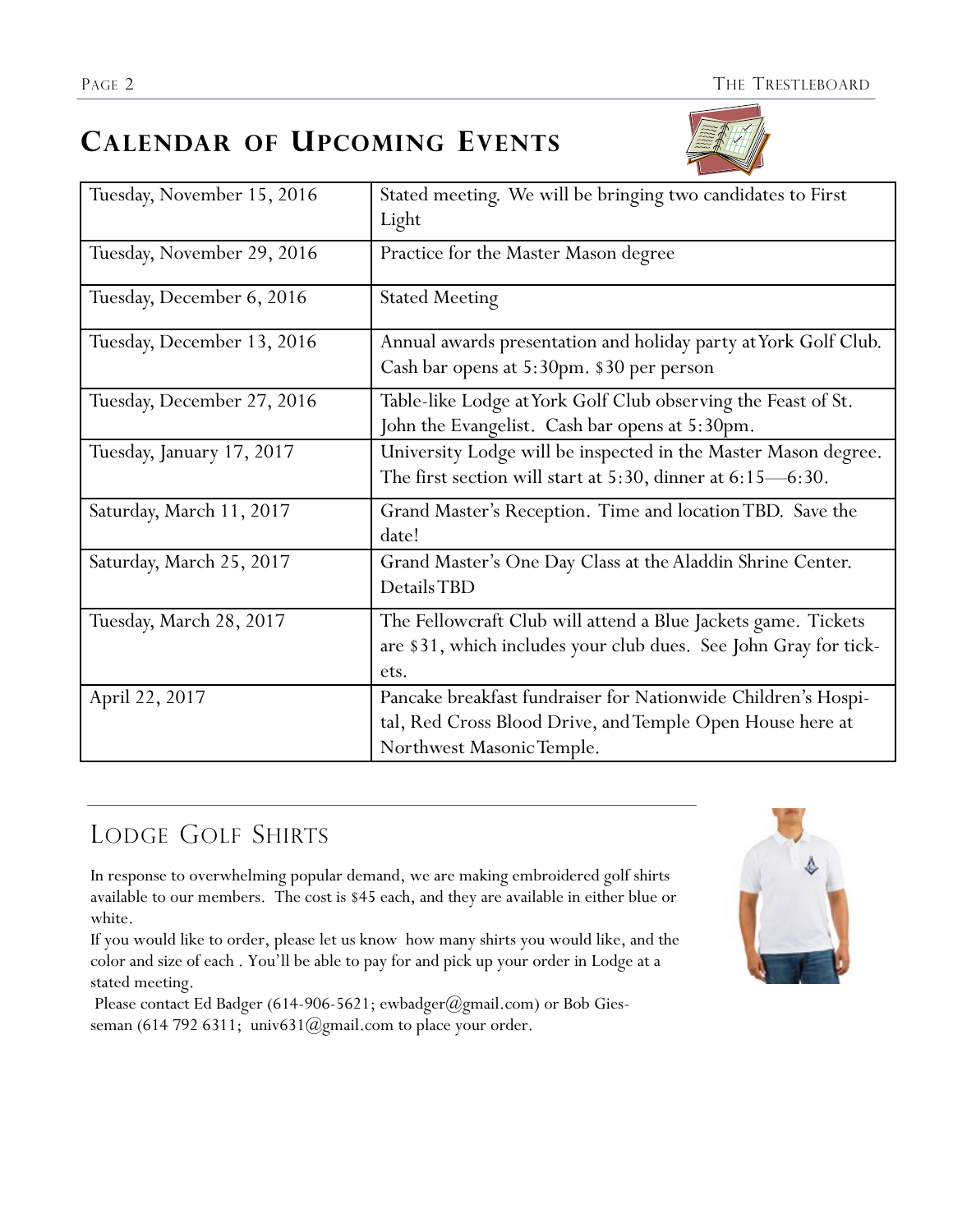## CALENDAR OF UPCOMING EVENTS

| | |
|---|---|
| Tuesday, November 15, 2016 | Stated meeting. We will be bringing two candidates to First Light |
| Tuesday, November 29, 2016 | Practice for the Master Mason degree |
| Tuesday, December 6, 2016 | Stated Meeting |
| Tuesday, December 13, 2016 | Annual awards presentation and holiday party at York Golf Club. Cash bar opens at 5:30pm. $30 per person |
| Tuesday, December 27, 2016 | Table-like Lodge at York Golf Club observing the Feast of St. John the Evangelist. Cash bar opens at 5:30pm. |
| Tuesday, January 17, 2017 | University Lodge will be inspected in the Master Mason degree. The first section will start at 5:30, dinner at 6:15—6:30. |
| Saturday, March 11, 2017 | Grand Master's Reception. Time and location TBD. Save the date! |
| Saturday, March 25, 2017 | Grand Master's One Day Class at the Aladdin Shrine Center. Details TBD |
| Tuesday, March 28, 2017 | The Fellowcraft Club will attend a Blue Jackets game. Tickets are $31, which includes your club dues. See John Gray for tickets. |
| April 22, 2017 | Pancake breakfast fundraiser for Nationwide Children's Hospital, Red Cross Blood Drive, and Temple Open House here at Northwest Masonic Temple. |

## LODGE GOLF SHIRTS

In response to overwhelming popular demand, we are making embroidered golf shirts available to our members. The cost is $45 each, and they are available in either blue or white.

If you would like to order, please let us know how many shirts you would like, and the color and size of each . You'll be able to pay for and pick up your order in Lodge at a stated meeting.

Please contact Ed Badger (614-906-5621; ewbadger@gmail.com) or Bob Giesseman (614 792 6311; univ631@gmail.com to place your order.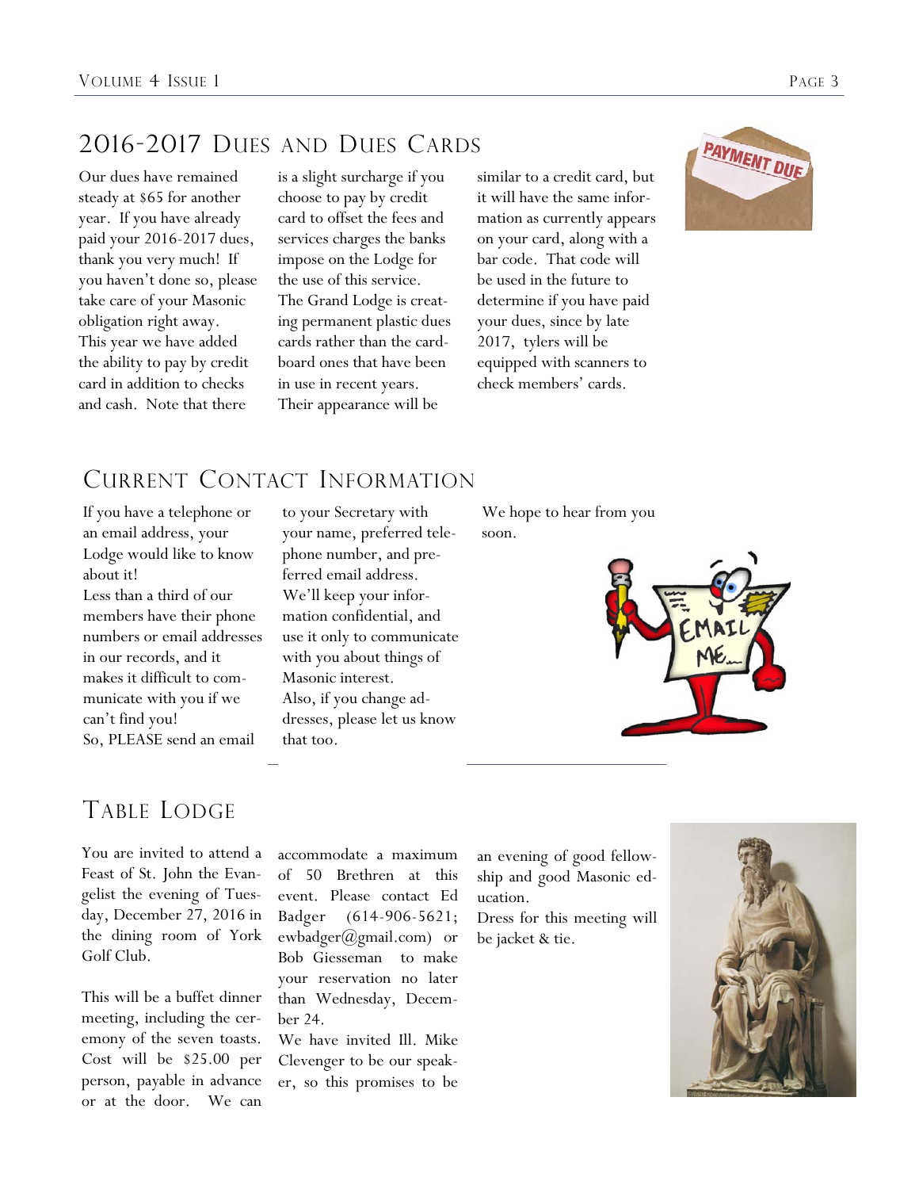## 2016-2017 Dues and Dues Cards

Our dues have remained steady at $65 for another year. If you have already paid your 2016-2017 dues, thank you very much! If you haven't done so, please take care of your Masonic obligation right away.

This year we have added the ability to pay by credit card in addition to checks and cash. Note that there is a slight surcharge if you choose to pay by credit card to offset the fees and services charges the banks impose on the Lodge for the use of this service.

The Grand Lodge is creating permanent plastic dues cards rather than the cardboard ones that have been in use in recent years. Their appearance will be similar to a credit card, but it will have the same information as currently appears on your card, along with a bar code. That code will be used in the future to determine if you have paid your dues, since by late 2017, tylers will be equipped with scanners to check members' cards.

## Current Contact Information

If you have a telephone or an email address, your Lodge would like to know about it!

Less than a third of our members have their phone numbers or email addresses in our records, and it makes it difficult to communicate with you if we can't find you!

So, PLEASE send an email to your Secretary with your name, preferred telephone number, and preferred email address.

We'll keep your information confidential, and use it only to communicate with you about things of Masonic interest.

Also, if you change addresses, please let us know that too.

We hope to hear from you soon.

## Table Lodge

You are invited to attend a Feast of St. John the Evangelist the evening of Tuesday, December 27, 2016 in the dining room of York Golf Club.

This will be a buffet dinner meeting, including the ceremony of the seven toasts. Cost will be $25.00 per person, payable in advance or at the door. We can accommodate a maximum of 50 Brethren at this event. Please contact Ed Badger (614-906-5621; ewbadger@gmail.com) or Bob Giesseman to make your reservation no later than Wednesday, December 24.

We have invited Ill. Mike Clevenger to be our speaker, so this promises to be an evening of good fellowship and good Masonic education.

Dress for this meeting will be jacket & tie.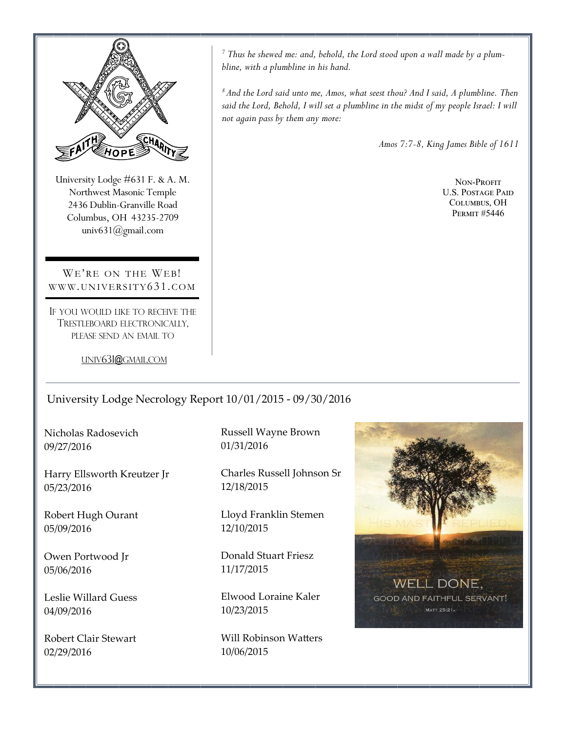University Lodge #631 F. & A. M.
Northwest Masonic Temple
2436 Dublin-Granville Road
Columbus, OH 43235-2709
univ631@gmail.com

We're on the Web!
www.university631.com

If you would like to receive the Trestleboard electronically, please send an email to

univ631@gmail.com

*[7] Thus he shewed me: and, behold, the Lord stood upon a wall made by a plumbline, with a plumbline in his hand.*

*[8] And the Lord said unto me, Amos, what seest thou? And I said, A plumbline. Then said the Lord, Behold, I will set a plumbline in the midst of my people Israel: I will not again pass by them any more:*

*Amos 7:7-8, King James Bible of 1611*

Non-Profit
U.S. Postage Paid
Columbus, OH
Permit #5446

## University Lodge Necrology Report 10/01/2015 - 09/30/2016

Nicholas Radosevich
09/27/2016

Harry Ellsworth Kreutzer Jr
05/23/2016

Robert Hugh Ourant
05/09/2016

Owen Portwood Jr
05/06/2016

Leslie Willard Guess
04/09/2016

Robert Clair Stewart
02/29/2016

Russell Wayne Brown
01/31/2016

Charles Russell Johnson Sr
12/18/2015

Lloyd Franklin Stemen
12/10/2015

Donald Stuart Friesz
11/17/2015

Elwood Loraine Kaler
10/23/2015

Will Robinson Watters
10/06/2015

WELL DONE,
GOOD AND FAITHFUL SERVANT!
MATT 25:21